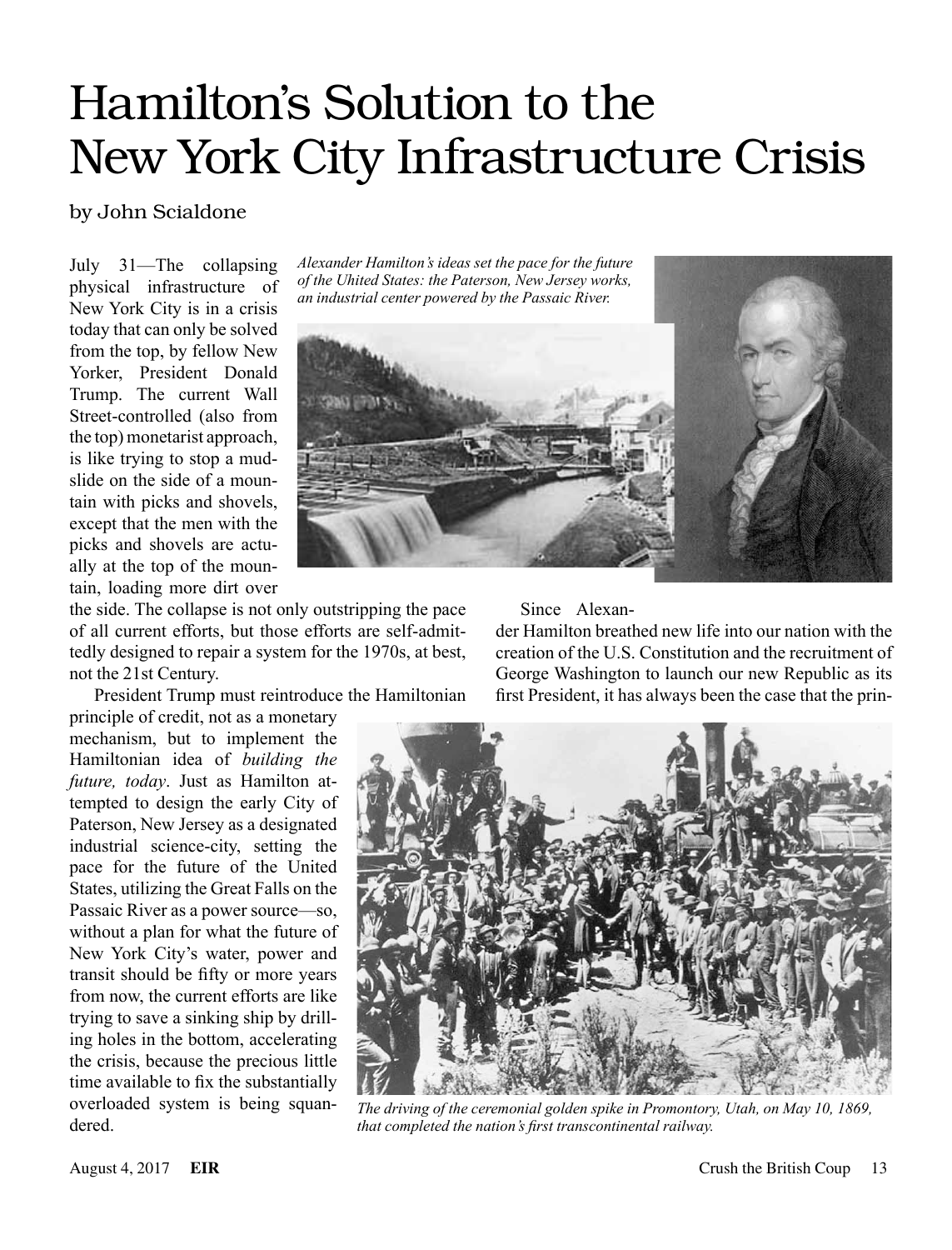# Hamilton's Solution to the New York City Infrastructure Crisis

by John Scialdone

*Alexander Hamilton's ideas set the pace for the future of the Uhited States: the Paterson, New Jersey works, an industrial center powered by the Passaic River.*

July 31—The collapsing physical infrastructure of New York City is in a crisis today that can only be solved from the top, by fellow New Yorker, President Donald Trump. The current Wall Street-controlled (also from the top) monetarist approach, is like trying to stop a mudslide on the side of a mountain with picks and shovels, except that the men with the picks and shovels are actually at the top of the mountain, loading more dirt over the side. The collapse is not only outstripping the pace of all current efforts, but those efforts are self-admittedly designed to repair a system for the 1970s, at best, not the 21st Century.

President Trump must reintroduce the Hamiltonian principle of credit, not as a monetary mechanism, but to implement the Hamiltonian idea of *building the future, today*. Just as Hamilton attempted to design the early City of Paterson, New Jersey as a designated industrial science-city, setting the pace for the future of the United States, utilizing the Great Falls on the Passaic River as a power source—so, without a plan for what the future of New York City's water, power and transit should be fifty or more years from now, the current efforts are like trying to save a sinking ship by drilling holes in the bottom, accelerating the crisis, because the precious little time available to fix the substantially overloaded system is being squandered.

Since Alexander Hamilton breathed new life into our nation with the creation of the U.S. Constitution and the recruitment of George Washington to launch our new Republic as its first President, it has always been the case that the prin-

*The driving of the ceremonial golden spike in Promontory, Utah, on May 10, 1869, that completed the nation's first transcontinental railway.*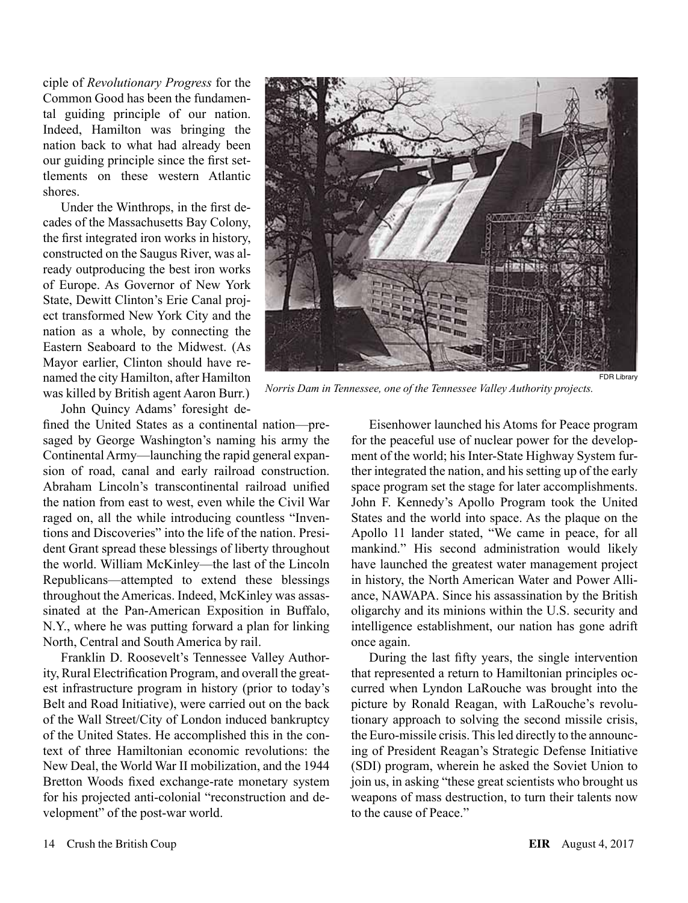ciple of *Revolutionary Progress* for the Common Good has been the fundamental guiding principle of our nation. Indeed, Hamilton was bringing the nation back to what had already been our guiding principle since the first settlements on these western Atlantic shores.

Under the Winthrops, in the first decades of the Massachusetts Bay Colony, the first integrated iron works in history, constructed on the Saugus River, was already outproducing the best iron works of Europe. As Governor of New York State, Dewitt Clinton's Erie Canal project transformed New York City and the nation as a whole, by connecting the Eastern Seaboard to the Midwest. (As Mayor earlier, Clinton should have renamed the city Hamilton, after Hamilton was killed by British agent Aaron Burr.)

FDR Library

*Norris Dam in Tennessee, one of the Tennessee Valley Authority projects.*

John Quincy Adams' foresight defined the United States as a continental nation—presaged by George Washington's naming his army the Continental Army—launching the rapid general expansion of road, canal and early railroad construction. Abraham Lincoln's transcontinental railroad unified the nation from east to west, even while the Civil War raged on, all the while introducing countless "Inventions and Discoveries" into the life of the nation. President Grant spread these blessings of liberty throughout the world. William McKinley—the last of the Lincoln Republicans—attempted to extend these blessings throughout the Americas. Indeed, McKinley was assassinated at the Pan-American Exposition in Buffalo, N.Y., where he was putting forward a plan for linking North, Central and South America by rail.

Franklin D. Roosevelt's Tennessee Valley Authority, Rural Electrification Program, and overall the greatest infrastructure program in history (prior to today's Belt and Road Initiative), were carried out on the back of the Wall Street/City of London induced bankruptcy of the United States. He accomplished this in the context of three Hamiltonian economic revolutions: the New Deal, the World War II mobilization, and the 1944 Bretton Woods fixed exchange-rate monetary system for his projected anti-colonial "reconstruction and development" of the post-war world.

Eisenhower launched his Atoms for Peace program for the peaceful use of nuclear power for the development of the world; his Inter-State Highway System further integrated the nation, and his setting up of the early space program set the stage for later accomplishments. John F. Kennedy's Apollo Program took the United States and the world into space. As the plaque on the Apollo 11 lander stated, "We came in peace, for all mankind." His second administration would likely have launched the greatest water management project in history, the North American Water and Power Alliance, NAWAPA. Since his assassination by the British oligarchy and its minions within the U.S. security and intelligence establishment, our nation has gone adrift once again.

During the last fifty years, the single intervention that represented a return to Hamiltonian principles occurred when Lyndon LaRouche was brought into the picture by Ronald Reagan, with LaRouche's revolutionary approach to solving the second missile crisis, the Euro-missile crisis. This led directly to the announcing of President Reagan's Strategic Defense Initiative (SDI) program, wherein he asked the Soviet Union to join us, in asking "these great scientists who brought us weapons of mass destruction, to turn their talents now to the cause of Peace."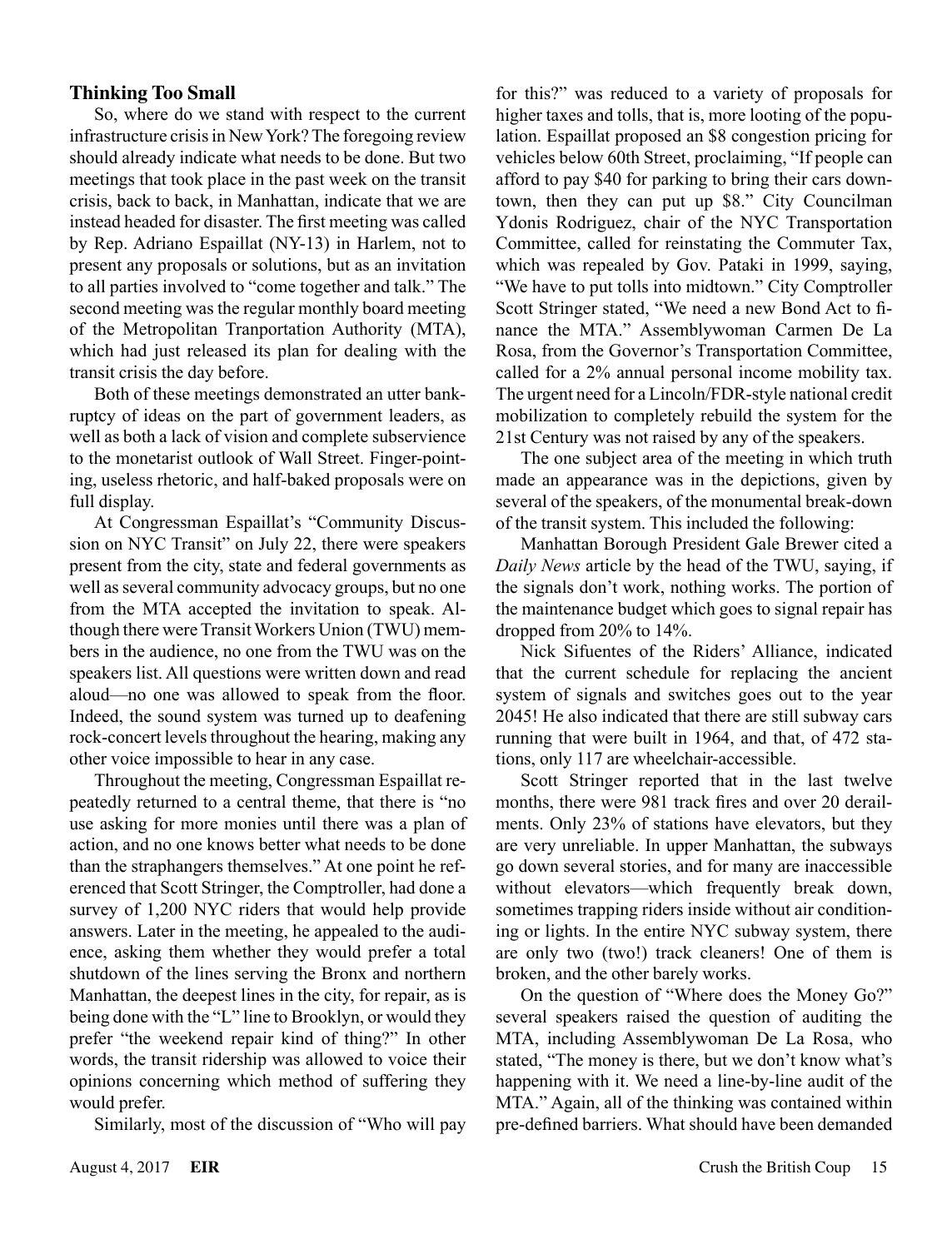### Thinking Too Small

So, where do we stand with respect to the current infrastructure crisis in New York? The foregoing review should already indicate what needs to be done. But two meetings that took place in the past week on the transit crisis, back to back, in Manhattan, indicate that we are instead headed for disaster. The first meeting was called by Rep. Adriano Espaillat (NY-13) in Harlem, not to present any proposals or solutions, but as an invitation to all parties involved to "come together and talk." The second meeting was the regular monthly board meeting of the Metropolitan Tranportation Authority (MTA), which had just released its plan for dealing with the transit crisis the day before.

Both of these meetings demonstrated an utter bankruptcy of ideas on the part of government leaders, as well as both a lack of vision and complete subservience to the monetarist outlook of Wall Street. Finger-pointing, useless rhetoric, and half-baked proposals were on full display.

At Congressman Espaillat's "Community Discussion on NYC Transit" on July 22, there were speakers present from the city, state and federal governments as well as several community advocacy groups, but no one from the MTA accepted the invitation to speak. Although there were Transit Workers Union (TWU) members in the audience, no one from the TWU was on the speakers list. All questions were written down and read aloud—no one was allowed to speak from the floor. Indeed, the sound system was turned up to deafening rock-concert levels throughout the hearing, making any other voice impossible to hear in any case.

Throughout the meeting, Congressman Espaillat repeatedly returned to a central theme, that there is "no use asking for more monies until there was a plan of action, and no one knows better what needs to be done than the straphangers themselves." At one point he referenced that Scott Stringer, the Comptroller, had done a survey of 1,200 NYC riders that would help provide answers. Later in the meeting, he appealed to the audience, asking them whether they would prefer a total shutdown of the lines serving the Bronx and northern Manhattan, the deepest lines in the city, for repair, as is being done with the "L" line to Brooklyn, or would they prefer "the weekend repair kind of thing?" In other words, the transit ridership was allowed to voice their opinions concerning which method of suffering they would prefer.

Similarly, most of the discussion of "Who will pay for this?" was reduced to a variety of proposals for higher taxes and tolls, that is, more looting of the population. Espaillat proposed an $8 congestion pricing for vehicles below 60th Street, proclaiming, "If people can afford to pay $40 for parking to bring their cars downtown, then they can put up $8." City Councilman Ydonis Rodriguez, chair of the NYC Transportation Committee, called for reinstating the Commuter Tax, which was repealed by Gov. Pataki in 1999, saying, "We have to put tolls into midtown." City Comptroller Scott Stringer stated, "We need a new Bond Act to finance the MTA." Assemblywoman Carmen De La Rosa, from the Governor's Transportation Committee, called for a 2% annual personal income mobility tax. The urgent need for a Lincoln/FDR-style national credit mobilization to completely rebuild the system for the 21st Century was not raised by any of the speakers.

The one subject area of the meeting in which truth made an appearance was in the depictions, given by several of the speakers, of the monumental break-down of the transit system. This included the following:

Manhattan Borough President Gale Brewer cited a *Daily News* article by the head of the TWU, saying, if the signals don't work, nothing works. The portion of the maintenance budget which goes to signal repair has dropped from 20% to 14%.

Nick Sifuentes of the Riders' Alliance, indicated that the current schedule for replacing the ancient system of signals and switches goes out to the year 2045! He also indicated that there are still subway cars running that were built in 1964, and that, of 472 stations, only 117 are wheelchair-accessible.

Scott Stringer reported that in the last twelve months, there were 981 track fires and over 20 derailments. Only 23% of stations have elevators, but they are very unreliable. In upper Manhattan, the subways go down several stories, and for many are inaccessible without elevators—which frequently break down, sometimes trapping riders inside without air conditioning or lights. In the entire NYC subway system, there are only two (two!) track cleaners! One of them is broken, and the other barely works.

On the question of "Where does the Money Go?" several speakers raised the question of auditing the MTA, including Assemblywoman De La Rosa, who stated, "The money is there, but we don't know what's happening with it. We need a line-by-line audit of the MTA." Again, all of the thinking was contained within pre-defined barriers. What should have been demanded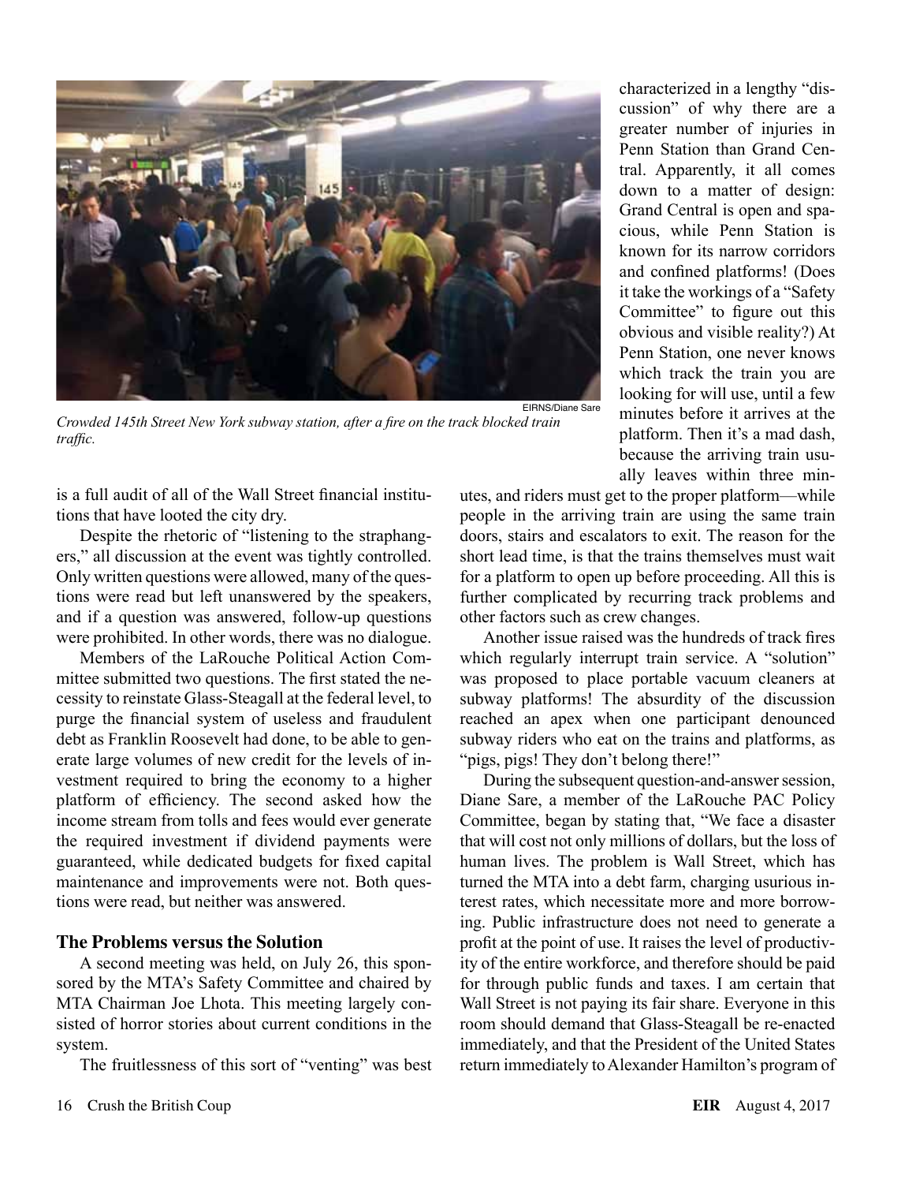Crowded 145th Street New York subway station, after a fire on the track blocked train traffic.

EIRNS/Diane Sare

is a full audit of all of the Wall Street financial institutions that have looted the city dry.

Despite the rhetoric of "listening to the straphangers," all discussion at the event was tightly controlled. Only written questions were allowed, many of the questions were read but left unanswered by the speakers, and if a question was answered, follow-up questions were prohibited. In other words, there was no dialogue.

Members of the LaRouche Political Action Committee submitted two questions. The first stated the necessity to reinstate Glass-Steagall at the federal level, to purge the financial system of useless and fraudulent debt as Franklin Roosevelt had done, to be able to generate large volumes of new credit for the levels of investment required to bring the economy to a higher platform of efficiency. The second asked how the income stream from tolls and fees would ever generate the required investment if dividend payments were guaranteed, while dedicated budgets for fixed capital maintenance and improvements were not. Both questions were read, but neither was answered.

## The Problems versus the Solution

A second meeting was held, on July 26, this sponsored by the MTA's Safety Committee and chaired by MTA Chairman Joe Lhota. This meeting largely consisted of horror stories about current conditions in the system.

The fruitlessness of this sort of "venting" was best characterized in a lengthy "discussion" of why there are a greater number of injuries in Penn Station than Grand Central. Apparently, it all comes down to a matter of design: Grand Central is open and spacious, while Penn Station is known for its narrow corridors and confined platforms! (Does it take the workings of a "Safety Committee" to figure out this obvious and visible reality?) At Penn Station, one never knows which track the train you are looking for will use, until a few minutes before it arrives at the platform. Then it's a mad dash, because the arriving train usually leaves within three minutes, and riders must get to the proper platform—while people in the arriving train are using the same train doors, stairs and escalators to exit. The reason for the short lead time, is that the trains themselves must wait for a platform to open up before proceeding. All this is further complicated by recurring track problems and other factors such as crew changes.

Another issue raised was the hundreds of track fires which regularly interrupt train service. A "solution" was proposed to place portable vacuum cleaners at subway platforms! The absurdity of the discussion reached an apex when one participant denounced subway riders who eat on the trains and platforms, as "pigs, pigs! They don't belong there!"

During the subsequent question-and-answer session, Diane Sare, a member of the LaRouche PAC Policy Committee, began by stating that, "We face a disaster that will cost not only millions of dollars, but the loss of human lives. The problem is Wall Street, which has turned the MTA into a debt farm, charging usurious interest rates, which necessitate more and more borrowing. Public infrastructure does not need to generate a profit at the point of use. It raises the level of productivity of the entire workforce, and therefore should be paid for through public funds and taxes. I am certain that Wall Street is not paying its fair share. Everyone in this room should demand that Glass-Steagall be re-enacted immediately, and that the President of the United States return immediately to Alexander Hamilton's program of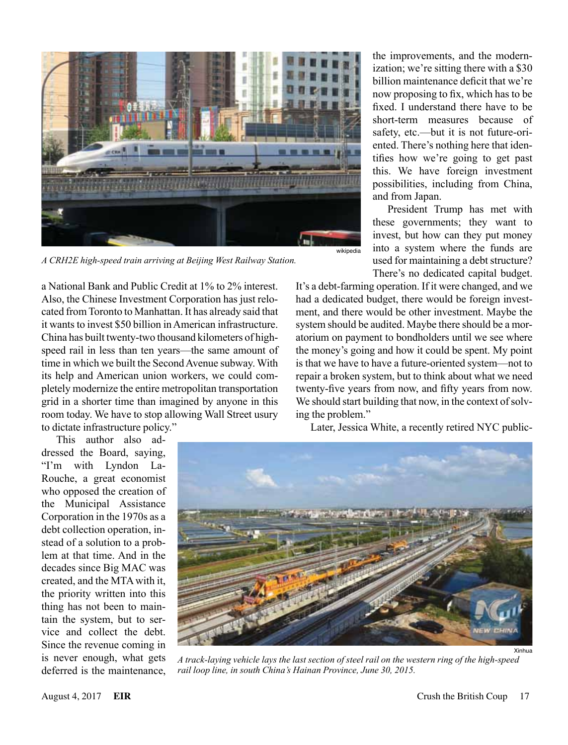A CRH2E high-speed train arriving at Beijing West Railway Station.

a National Bank and Public Credit at 1% to 2% interest. Also, the Chinese Investment Corporation has just relocated from Toronto to Manhattan. It has already said that it wants to invest $50 billion in American infrastructure. China has built twenty-two thousand kilometers of high-speed rail in less than ten years—the same amount of time in which we built the Second Avenue subway. With its help and American union workers, we could completely modernize the entire metropolitan transportation grid in a shorter time than imagined by anyone in this room today. We have to stop allowing Wall Street usury to dictate infrastructure policy."

This author also addressed the Board, saying, "I'm with Lyndon LaRouche, a great economist who opposed the creation of the Municipal Assistance Corporation in the 1970s as a debt collection operation, instead of a solution to a problem at that time. And in the decades since Big MAC was created, and the MTA with it, the priority written into this thing has not been to maintain the system, but to service and collect the debt. Since the revenue coming in is never enough, what gets deferred is the maintenance, the improvements, and the modernization; we're sitting there with a $30 billion maintenance deficit that we're now proposing to fix, which has to be fixed. I understand there have to be short-term measures because of safety, etc.—but it is not future-oriented. There's nothing here that identifies how we're going to get past this. We have foreign investment possibilities, including from China, and from Japan.

President Trump has met with these governments; they want to invest, but how can they put money into a system where the funds are used for maintaining a debt structure? There's no dedicated capital budget. It's a debt-farming operation. If it were changed, and we had a dedicated budget, there would be foreign investment, and there would be other investment. Maybe the system should be audited. Maybe there should be a moratorium on payment to bondholders until we see where the money's going and how it could be spent. My point is that we have to have a future-oriented system—not to repair a broken system, but to think about what we need twenty-five years from now, and fifty years from now. We should start building that now, in the context of solving the problem."

Later, Jessica White, a recently retired NYC public-

A track-laying vehicle lays the last section of steel rail on the western ring of the high-speed rail loop line, in south China's Hainan Province, June 30, 2015.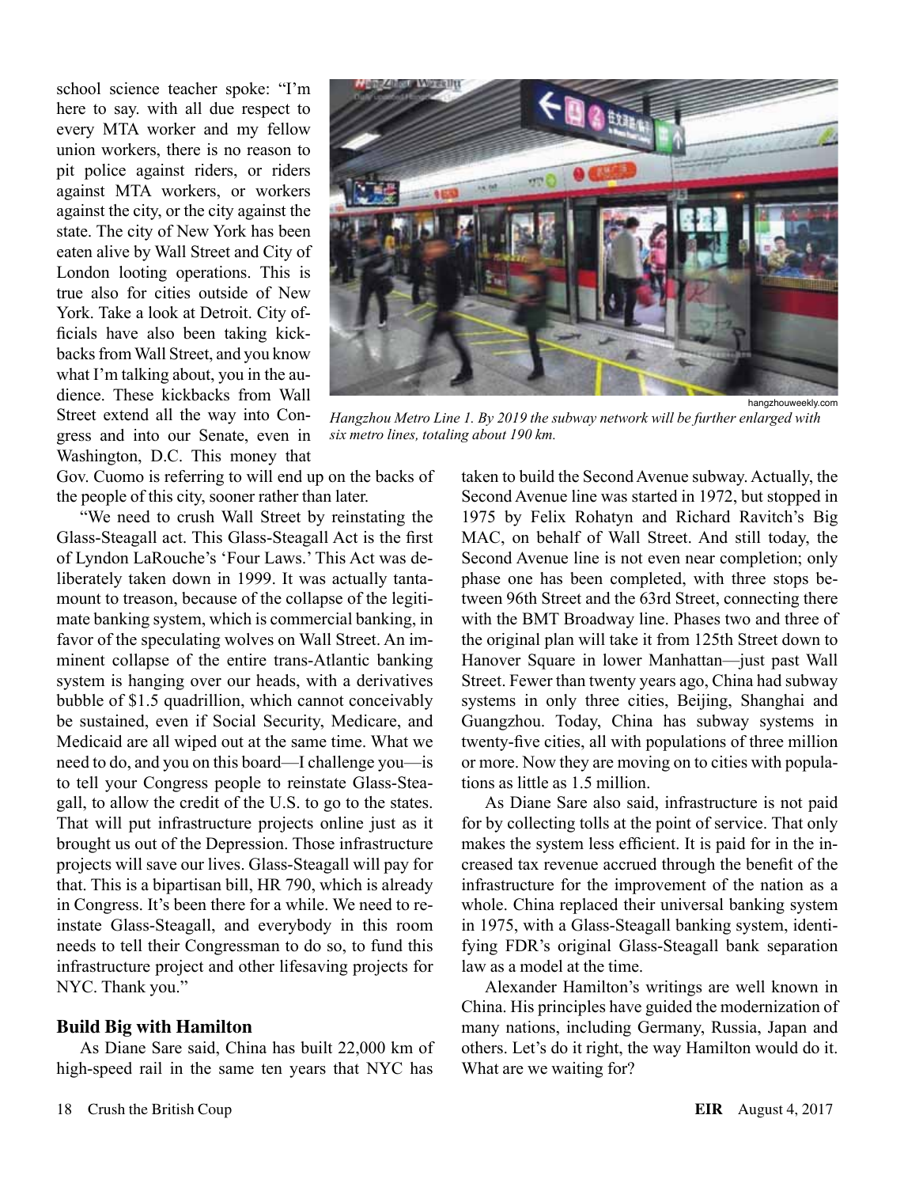school science teacher spoke: "I'm here to say. with all due respect to every MTA worker and my fellow union workers, there is no reason to pit police against riders, or riders against MTA workers, or workers against the city, or the city against the state. The city of New York has been eaten alive by Wall Street and City of London looting operations. This is true also for cities outside of New York. Take a look at Detroit. City officials have also been taking kickbacks from Wall Street, and you know what I'm talking about, you in the audience. These kickbacks from Wall Street extend all the way into Congress and into our Senate, even in Washington, D.C. This money that Gov. Cuomo is referring to will end up on the backs of the people of this city, sooner rather than later.

"We need to crush Wall Street by reinstating the Glass-Steagall act. This Glass-Steagall Act is the first of Lyndon LaRouche's 'Four Laws.' This Act was deliberately taken down in 1999. It was actually tantamount to treason, because of the collapse of the legitimate banking system, which is commercial banking, in favor of the speculating wolves on Wall Street. An imminent collapse of the entire trans-Atlantic banking system is hanging over our heads, with a derivatives bubble of $1.5 quadrillion, which cannot conceivably be sustained, even if Social Security, Medicare, and Medicaid are all wiped out at the same time. What we need to do, and you on this board—I challenge you—is to tell your Congress people to reinstate Glass-Steagall, to allow the credit of the U.S. to go to the states. That will put infrastructure projects online just as it brought us out of the Depression. Those infrastructure projects will save our lives. Glass-Steagall will pay for that. This is a bipartisan bill, HR 790, which is already in Congress. It's been there for a while. We need to reinstate Glass-Steagall, and everybody in this room needs to tell their Congressman to do so, to fund this infrastructure project and other lifesaving projects for NYC. Thank you."

hangzhouweekly.com

*Hangzhou Metro Line 1. By 2019 the subway network will be further enlarged with six metro lines, totaling about 190 km.*

### Build Big with Hamilton

As Diane Sare said, China has built 22,000 km of high-speed rail in the same ten years that NYC has taken to build the Second Avenue subway. Actually, the Second Avenue line was started in 1972, but stopped in 1975 by Felix Rohatyn and Richard Ravitch's Big MAC, on behalf of Wall Street. And still today, the Second Avenue line is not even near completion; only phase one has been completed, with three stops between 96th Street and the 63rd Street, connecting there with the BMT Broadway line. Phases two and three of the original plan will take it from 125th Street down to Hanover Square in lower Manhattan—just past Wall Street. Fewer than twenty years ago, China had subway systems in only three cities, Beijing, Shanghai and Guangzhou. Today, China has subway systems in twenty-five cities, all with populations of three million or more. Now they are moving on to cities with populations as little as 1.5 million.

As Diane Sare also said, infrastructure is not paid for by collecting tolls at the point of service. That only makes the system less efficient. It is paid for in the increased tax revenue accrued through the benefit of the infrastructure for the improvement of the nation as a whole. China replaced their universal banking system in 1975, with a Glass-Steagall banking system, identifying FDR's original Glass-Steagall bank separation law as a model at the time.

Alexander Hamilton's writings are well known in China. His principles have guided the modernization of many nations, including Germany, Russia, Japan and others. Let's do it right, the way Hamilton would do it. What are we waiting for?